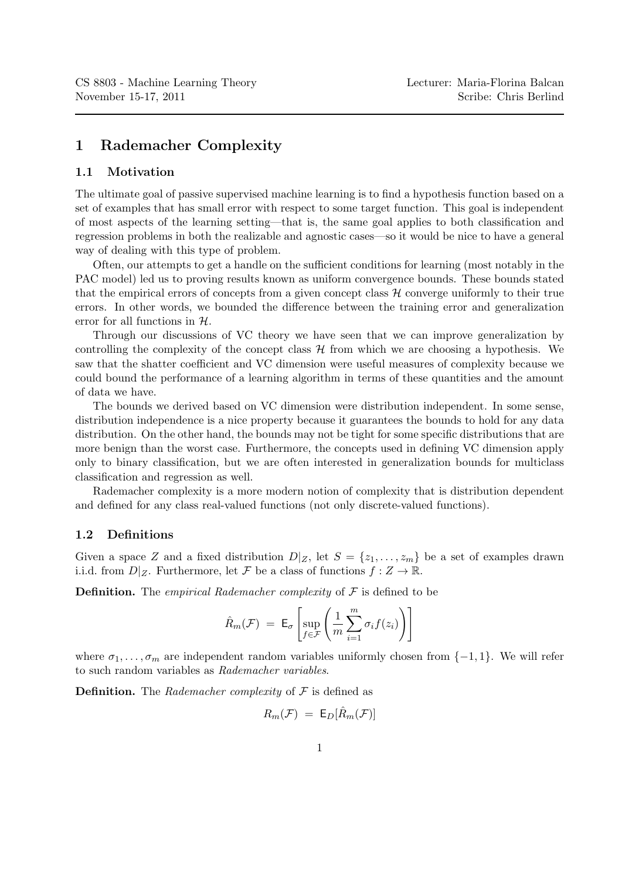CS 8803 - Machine Learning Theory | Lecturer: Maria-Florina Balcan
November 15-17, 2011 | Scribe: Chris Berlind

# 1 Rademacher Complexity

## 1.1 Motivation

The ultimate goal of passive supervised machine learning is to find a hypothesis function based on a set of examples that has small error with respect to some target function. This goal is independent of most aspects of the learning setting—that is, the same goal applies to both classification and regression problems in both the realizable and agnostic cases—so it would be nice to have a general way of dealing with this type of problem.

Often, our attempts to get a handle on the sufficient conditions for learning (most notably in the PAC model) led us to proving results known as uniform convergence bounds. These bounds stated that the empirical errors of concepts from a given concept class $\mathcal{H}$ converge uniformly to their true errors. In other words, we bounded the difference between the training error and generalization error for all functions in $\mathcal{H}$.

Through our discussions of VC theory we have seen that we can improve generalization by controlling the complexity of the concept class $\mathcal{H}$ from which we are choosing a hypothesis. We saw that the shatter coefficient and VC dimension were useful measures of complexity because we could bound the performance of a learning algorithm in terms of these quantities and the amount of data we have.

The bounds we derived based on VC dimension were distribution independent. In some sense, distribution independence is a nice property because it guarantees the bounds to hold for any data distribution. On the other hand, the bounds may not be tight for some specific distributions that are more benign than the worst case. Furthermore, the concepts used in defining VC dimension apply only to binary classification, but we are often interested in generalization bounds for multiclass classification and regression as well.

Rademacher complexity is a more modern notion of complexity that is distribution dependent and defined for any class real-valued functions (not only discrete-valued functions).

## 1.2 Definitions

Given a space $Z$ and a fixed distribution $D|_Z$, let $S = \{z_1, \ldots, z_m\}$ be a set of examples drawn i.i.d. from $D|_Z$. Furthermore, let $\mathcal{F}$ be a class of functions $f : Z \to \mathbb{R}$.

**Definition.** The *empirical Rademacher complexity* of $\mathcal{F}$ is defined to be

$$\hat{R}_m(\mathcal{F}) \;=\; \mathsf{E}_\sigma \left[ \sup_{f \in \mathcal{F}} \left( \frac{1}{m} \sum_{i=1}^{m} \sigma_i f(z_i) \right) \right]$$

where $\sigma_1, \ldots, \sigma_m$ are independent random variables uniformly chosen from $\{-1, 1\}$. We will refer to such random variables as *Rademacher variables*.

**Definition.** The *Rademacher complexity* of $\mathcal{F}$ is defined as

$$R_m(\mathcal{F}) \;=\; \mathsf{E}_D[\hat{R}_m(\mathcal{F})]$$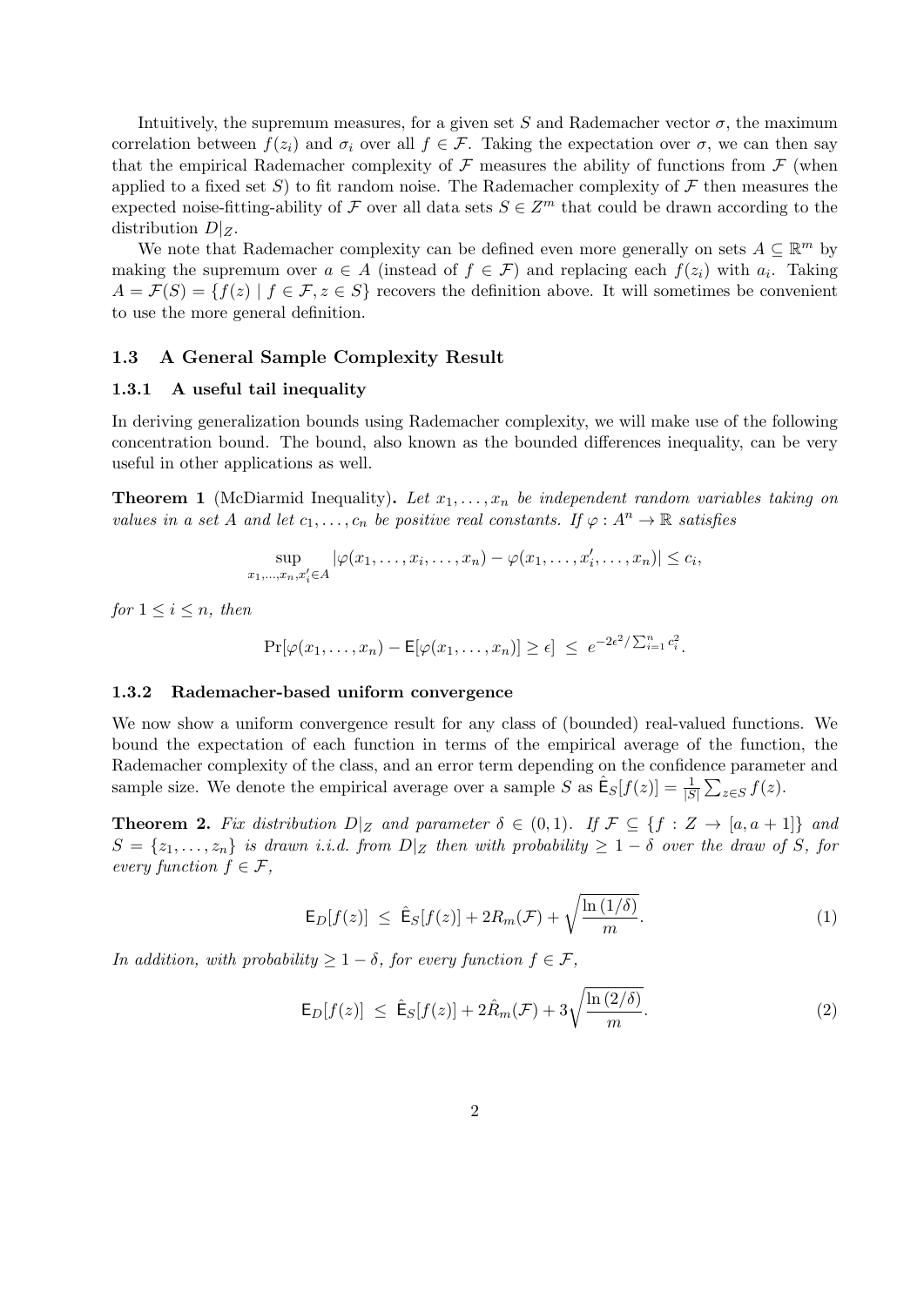Intuitively, the supremum measures, for a given set $S$ and Rademacher vector $\sigma$, the maximum correlation between $f(z_i)$ and $\sigma_i$ over all $f \in \mathcal{F}$. Taking the expectation over $\sigma$, we can then say that the empirical Rademacher complexity of $\mathcal{F}$ measures the ability of functions from $\mathcal{F}$ (when applied to a fixed set $S$) to fit random noise. The Rademacher complexity of $\mathcal{F}$ then measures the expected noise-fitting-ability of $\mathcal{F}$ over all data sets $S \in Z^m$ that could be drawn according to the distribution $D|_Z$.

We note that Rademacher complexity can be defined even more generally on sets $A \subseteq \mathbb{R}^m$ by making the supremum over $a \in A$ (instead of $f \in \mathcal{F}$) and replacing each $f(z_i)$ with $a_i$. Taking $A = \mathcal{F}(S) = \{f(z) \mid f \in \mathcal{F}, z \in S\}$ recovers the definition above. It will sometimes be convenient to use the more general definition.

### 1.3 A General Sample Complexity Result

#### 1.3.1 A useful tail inequality

In deriving generalization bounds using Rademacher complexity, we will make use of the following concentration bound. The bound, also known as the bounded differences inequality, can be very useful in other applications as well.

**Theorem 1** (McDiarmid Inequality). *Let $x_1, \ldots, x_n$ be independent random variables taking on values in a set $A$ and let $c_1, \ldots, c_n$ be positive real constants. If $\varphi : A^n \to \mathbb{R}$ satisfies*

$$\sup_{x_1,\ldots,x_n,x_i' \in A} |\varphi(x_1,\ldots,x_i,\ldots,x_n) - \varphi(x_1,\ldots,x_i',\ldots,x_n)| \leq c_i,$$

*for $1 \leq i \leq n$, then*

$$\Pr[\varphi(x_1,\ldots,x_n) - \mathsf{E}[\varphi(x_1,\ldots,x_n)] \geq \epsilon] \;\leq\; e^{-2\epsilon^2/\sum_{i=1}^n c_i^2}.$$

#### 1.3.2 Rademacher-based uniform convergence

We now show a uniform convergence result for any class of (bounded) real-valued functions. We bound the expectation of each function in terms of the empirical average of the function, the Rademacher complexity of the class, and an error term depending on the confidence parameter and sample size. We denote the empirical average over a sample $S$ as $\hat{\mathsf{E}}_S[f(z)] = \frac{1}{|S|}\sum_{z \in S} f(z)$.

**Theorem 2.** *Fix distribution $D|_Z$ and parameter $\delta \in (0,1)$. If $\mathcal{F} \subseteq \{f : Z \to [a, a+1]\}$ and $S = \{z_1, \ldots, z_n\}$ is drawn i.i.d. from $D|_Z$ then with probability $\geq 1 - \delta$ over the draw of $S$, for every function $f \in \mathcal{F}$,*

$$\mathsf{E}_D[f(z)] \;\leq\; \hat{\mathsf{E}}_S[f(z)] + 2R_m(\mathcal{F}) + \sqrt{\frac{\ln(1/\delta)}{m}}. \tag{1}$$

*In addition, with probability $\geq 1 - \delta$, for every function $f \in \mathcal{F}$,*

$$\mathsf{E}_D[f(z)] \;\leq\; \hat{\mathsf{E}}_S[f(z)] + 2\hat{R}_m(\mathcal{F}) + 3\sqrt{\frac{\ln(2/\delta)}{m}}. \tag{2}$$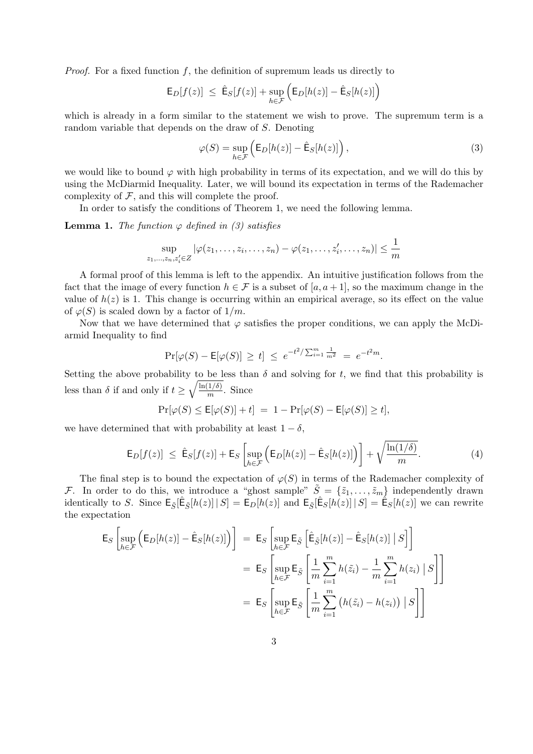*Proof.* For a fixed function $f$, the definition of supremum leads us directly to

$$\mathsf{E}_D[f(z)] \;\leq\; \hat{\mathsf{E}}_S[f(z)] + \sup_{h\in\mathcal{F}}\Big(\mathsf{E}_D[h(z)] - \hat{\mathsf{E}}_S[h(z)]\Big)$$

which is already in a form similar to the statement we wish to prove. The supremum term is a random variable that depends on the draw of $S$. Denoting

$$\varphi(S) = \sup_{h\in\mathcal{F}}\Big(\mathsf{E}_D[h(z)] - \hat{\mathsf{E}}_S[h(z)]\Big), \tag{3}$$

we would like to bound $\varphi$ with high probability in terms of its expectation, and we will do this by using the McDiarmid Inequality. Later, we will bound its expectation in terms of the Rademacher complexity of $\mathcal{F}$, and this will complete the proof.

In order to satisfy the conditions of Theorem 1, we need the following lemma.

**Lemma 1.** *The function $\varphi$ defined in (3) satisfies*

$$\sup_{z_1,\ldots,z_n,z_i'\in Z} |\varphi(z_1,\ldots,z_i,\ldots,z_n) - \varphi(z_1,\ldots,z_i',\ldots,z_n)| \leq \frac{1}{m}$$

A formal proof of this lemma is left to the appendix. An intuitive justification follows from the fact that the image of every function $h\in\mathcal{F}$ is a subset of $[a, a+1]$, so the maximum change in the value of $h(z)$ is 1. This change is occurring within an empirical average, so its effect on the value of $\varphi(S)$ is scaled down by a factor of $1/m$.

Now that we have determined that $\varphi$ satisfies the proper conditions, we can apply the McDiarmid Inequality to find

$$\Pr[\varphi(S) - \mathsf{E}[\varphi(S)] \;\geq\; t] \;\leq\; e^{-t^2/\sum_{i=1}^m \frac{1}{m^2}} \;=\; e^{-t^2 m}.$$

Setting the above probability to be less than $\delta$ and solving for $t$, we find that this probability is less than $\delta$ if and only if $t \geq \sqrt{\frac{\ln(1/\delta)}{m}}$. Since

$$\Pr[\varphi(S) \leq \mathsf{E}[\varphi(S)] + t] \;=\; 1 - \Pr[\varphi(S) - \mathsf{E}[\varphi(S)] \geq t],$$

we have determined that with probability at least $1-\delta$,

$$\mathsf{E}_D[f(z)] \;\leq\; \hat{\mathsf{E}}_S[f(z)] + \mathsf{E}_S\left[\sup_{h\in\mathcal{F}}\Big(\mathsf{E}_D[h(z)] - \hat{\mathsf{E}}_S[h(z)]\Big)\right] + \sqrt{\frac{\ln(1/\delta)}{m}}. \tag{4}$$

The final step is to bound the expectation of $\varphi(S)$ in terms of the Rademacher complexity of $\mathcal{F}$. In order to do this, we introduce a "ghost sample" $\tilde{S} = \{\tilde{z}_1,\ldots,\tilde{z}_m\}$ independently drawn identically to $S$. Since $\mathsf{E}_{\tilde{S}}[\hat{\mathsf{E}}_{\tilde{S}}[h(z)]\,|\,S] = \mathsf{E}_D[h(z)]$ and $\mathsf{E}_{\tilde{S}}[\hat{\mathsf{E}}_S[h(z)]\,|\,S] = \hat{\mathsf{E}}_S[h(z)]$ we can rewrite the expectation

$$\begin{aligned}
\mathsf{E}_S\left[\sup_{h\in\mathcal{F}}\Big(\mathsf{E}_D[h(z)] - \hat{\mathsf{E}}_S[h(z)]\Big)\right] &= \mathsf{E}_S\left[\sup_{h\in\mathcal{F}}\mathsf{E}_{\tilde{S}}\left[\hat{\mathsf{E}}_{\tilde{S}}[h(z)] - \hat{\mathsf{E}}_S[h(z)]\;\big|\;S\right]\right] \\
&= \mathsf{E}_S\left[\sup_{h\in\mathcal{F}}\mathsf{E}_{\tilde{S}}\left[\frac{1}{m}\sum_{i=1}^m h(\tilde{z}_i) - \frac{1}{m}\sum_{i=1}^m h(z_i)\;\big|\;S\right]\right] \\
&= \mathsf{E}_S\left[\sup_{h\in\mathcal{F}}\mathsf{E}_{\tilde{S}}\left[\frac{1}{m}\sum_{i=1}^m \big(h(\tilde{z}_i) - h(z_i)\big)\;\big|\;S\right]\right]
\end{aligned}$$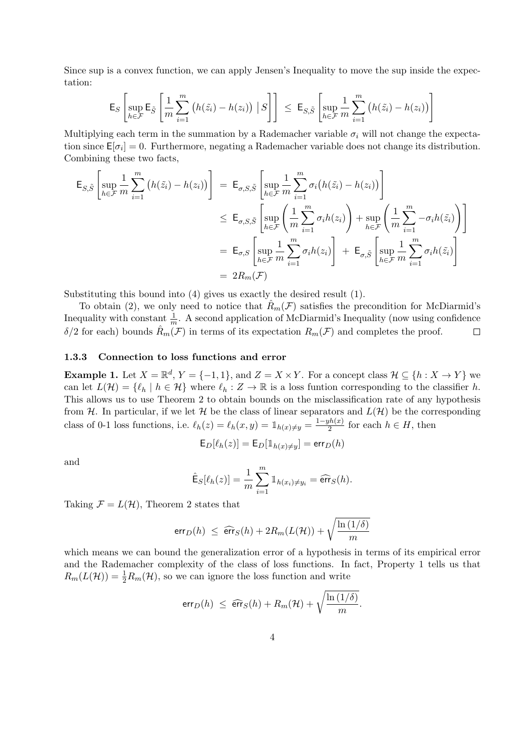Since sup is a convex function, we can apply Jensen's Inequality to move the sup inside the expectation:

$$\mathsf{E}_S\left[\sup_{h\in\mathcal{F}} \mathsf{E}_{\tilde{S}}\left[\frac{1}{m}\sum_{i=1}^m \big(h(\tilde{z}_i)-h(z_i)\big)\ \big|\, S\right]\right] \ \le\ \mathsf{E}_{S,\tilde{S}}\left[\sup_{h\in\mathcal{F}} \frac{1}{m}\sum_{i=1}^m \big(h(\tilde{z}_i)-h(z_i)\big)\right]$$

Multiplying each term in the summation by a Rademacher variable $\sigma_i$ will not change the expectation since $\mathsf{E}[\sigma_i]=0$. Furthermore, negating a Rademacher variable does not change its distribution. Combining these two facts,

$$\begin{aligned}
\mathsf{E}_{S,\tilde{S}}\left[\sup_{h\in\mathcal{F}} \frac{1}{m}\sum_{i=1}^m \big(h(\tilde{z}_i)-h(z_i)\big)\right] &= \mathsf{E}_{\sigma,S,\tilde{S}}\left[\sup_{h\in\mathcal{F}} \frac{1}{m}\sum_{i=1}^m \sigma_i\big(h(\tilde{z}_i)-h(z_i)\big)\right] \\
&\le \mathsf{E}_{\sigma,S,\tilde{S}}\left[\sup_{h\in\mathcal{F}}\left(\frac{1}{m}\sum_{i=1}^m \sigma_i h(z_i)\right) + \sup_{h\in\mathcal{F}}\left(\frac{1}{m}\sum_{i=1}^m -\sigma_i h(\tilde{z}_i)\right)\right] \\
&= \mathsf{E}_{\sigma,S}\left[\sup_{h\in\mathcal{F}} \frac{1}{m}\sum_{i=1}^m \sigma_i h(z_i)\right] \ +\ \mathsf{E}_{\sigma,\tilde{S}}\left[\sup_{h\in\mathcal{F}} \frac{1}{m}\sum_{i=1}^m \sigma_i h(\tilde{z}_i)\right] \\
&= 2R_m(\mathcal{F})
\end{aligned}$$

Substituting this bound into (4) gives us exactly the desired result (1).

To obtain (2), we only need to notice that $\hat{R}_m(\mathcal{F})$ satisfies the precondition for McDiarmid's Inequality with constant $\frac{1}{m}$. A second application of McDiarmid's Inequality (now using confidence $\delta/2$ for each) bounds $\hat{R}_m(\mathcal{F})$ in terms of its expectation $R_m(\mathcal{F})$ and completes the proof. ◻

### 1.3.3 Connection to loss functions and error

**Example 1.** Let $X=\mathbb{R}^d$, $Y=\{-1,1\}$, and $Z=X\times Y$. For a concept class $\mathcal{H}\subseteq\{h: X\to Y\}$ we can let $L(\mathcal{H})=\{\ell_h \mid h\in\mathcal{H}\}$ where $\ell_h: Z\to\mathbb{R}$ is a loss funtion corresponding to the classifier $h$. This allows us to use Theorem 2 to obtain bounds on the misclassification rate of any hypothesis from $\mathcal{H}$. In particular, if we let $\mathcal{H}$ be the class of linear separators and $L(\mathcal{H})$ be the corresponding class of 0-1 loss functions, i.e. $\ell_h(z)=\ell_h(x,y)=\mathbb{1}_{h(x)\neq y}=\frac{1-yh(x)}{2}$ for each $h\in H$, then

$$\mathsf{E}_D[\ell_h(z)] = \mathsf{E}_D[\mathbb{1}_{h(x)\neq y}] = \mathsf{err}_D(h)$$

and

$$\hat{\mathsf{E}}_S[\ell_h(z)] = \frac{1}{m}\sum_{i=1}^m \mathbb{1}_{h(x_i)\neq y_i} = \widehat{\mathsf{err}}_S(h).$$

Taking $\mathcal{F}=L(\mathcal{H})$, Theorem 2 states that

$$\mathsf{err}_D(h)\ \le\ \widehat{\mathsf{err}}_S(h) + 2R_m(L(\mathcal{H})) + \sqrt{\frac{\ln(1/\delta)}{m}}$$

which means we can bound the generalization error of a hypothesis in terms of its empirical error and the Rademacher complexity of the class of loss functions. In fact, Property 1 tells us that $R_m(L(\mathcal{H}))=\frac{1}{2}R_m(\mathcal{H})$, so we can ignore the loss function and write

$$\mathsf{err}_D(h)\ \le\ \widehat{\mathsf{err}}_S(h) + R_m(\mathcal{H}) + \sqrt{\frac{\ln(1/\delta)}{m}}.$$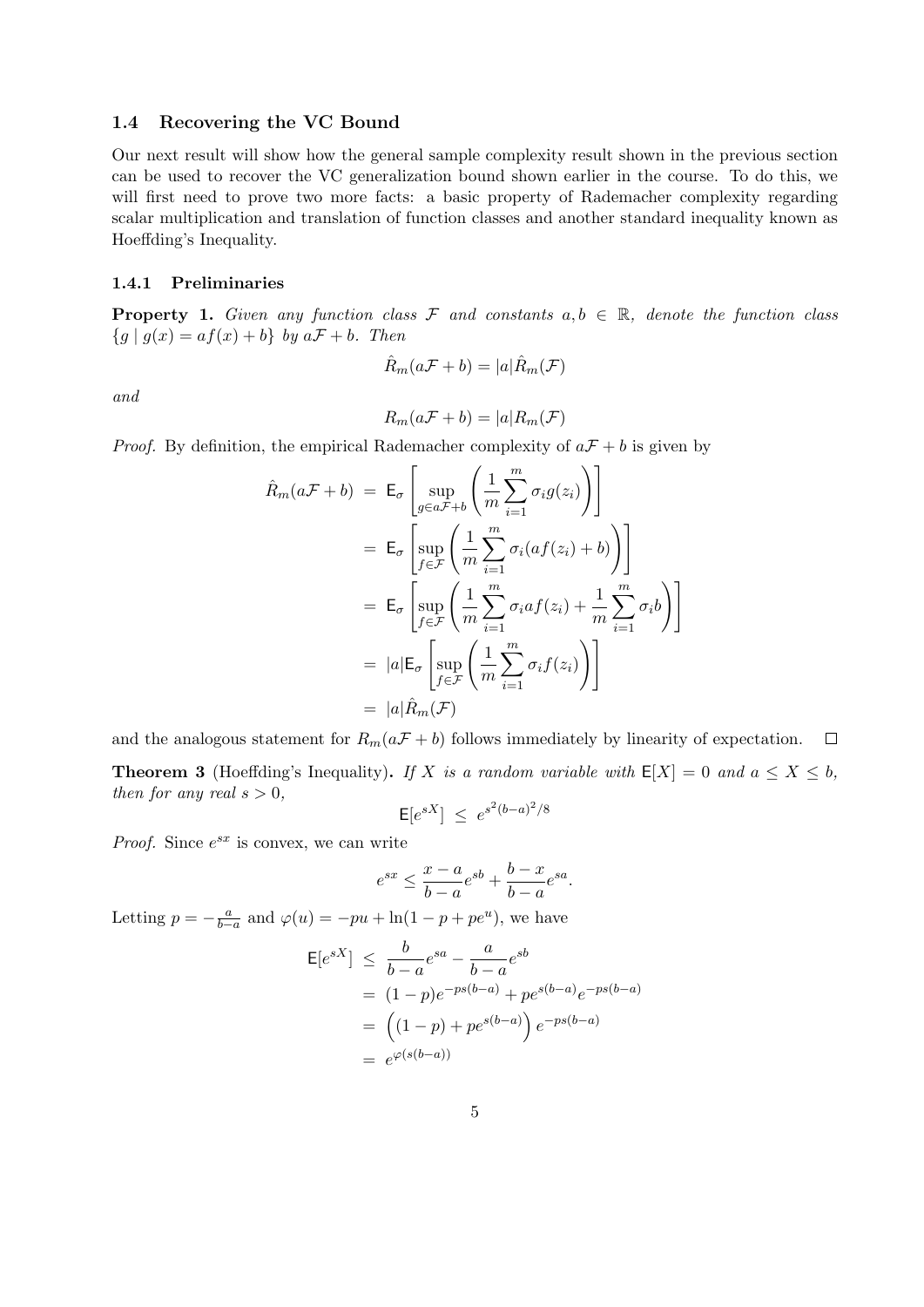### 1.4 Recovering the VC Bound

Our next result will show how the general sample complexity result shown in the previous section can be used to recover the VC generalization bound shown earlier in the course. To do this, we will first need to prove two more facts: a basic property of Rademacher complexity regarding scalar multiplication and translation of function classes and another standard inequality known as Hoeffding's Inequality.

#### 1.4.1 Preliminaries

**Property 1.** *Given any function class $\mathcal{F}$ and constants $a, b \in \mathbb{R}$, denote the function class $\{g \mid g(x) = af(x) + b\}$ by $a\mathcal{F} + b$. Then*

$$\hat{R}_m(a\mathcal{F} + b) = |a|\hat{R}_m(\mathcal{F})$$

*and*

$$R_m(a\mathcal{F} + b) = |a|R_m(\mathcal{F})$$

*Proof.* By definition, the empirical Rademacher complexity of $a\mathcal{F} + b$ is given by

$$\begin{aligned}
\hat{R}_m(a\mathcal{F} + b) &= \mathsf{E}_\sigma \left[ \sup_{g \in a\mathcal{F}+b} \left( \frac{1}{m} \sum_{i=1}^{m} \sigma_i g(z_i) \right) \right] \\
&= \mathsf{E}_\sigma \left[ \sup_{f \in \mathcal{F}} \left( \frac{1}{m} \sum_{i=1}^{m} \sigma_i (af(z_i) + b) \right) \right] \\
&= \mathsf{E}_\sigma \left[ \sup_{f \in \mathcal{F}} \left( \frac{1}{m} \sum_{i=1}^{m} \sigma_i a f(z_i) + \frac{1}{m} \sum_{i=1}^{m} \sigma_i b \right) \right] \\
&= |a| \mathsf{E}_\sigma \left[ \sup_{f \in \mathcal{F}} \left( \frac{1}{m} \sum_{i=1}^{m} \sigma_i f(z_i) \right) \right] \\
&= |a|\hat{R}_m(\mathcal{F})
\end{aligned}$$

and the analogous statement for $R_m(a\mathcal{F} + b)$ follows immediately by linearity of expectation. $\square$

**Theorem 3** (Hoeffding's Inequality)**.** *If $X$ is a random variable with $\mathsf{E}[X] = 0$ and $a \le X \le b$, then for any real $s > 0$,*

$$\mathsf{E}[e^{sX}] \le e^{s^2(b-a)^2/8}$$

*Proof.* Since $e^{sx}$ is convex, we can write

$$e^{sx} \le \frac{x-a}{b-a} e^{sb} + \frac{b-x}{b-a} e^{sa}.$$

Letting $p = -\frac{a}{b-a}$ and $\varphi(u) = -pu + \ln(1 - p + pe^u)$, we have

$$\begin{aligned}
\mathsf{E}[e^{sX}] &\le \frac{b}{b-a} e^{sa} - \frac{a}{b-a} e^{sb} \\
&= (1-p)e^{-ps(b-a)} + pe^{s(b-a)} e^{-ps(b-a)} \\
&= \left( (1-p) + pe^{s(b-a)} \right) e^{-ps(b-a)} \\
&= e^{\varphi(s(b-a))}
\end{aligned}$$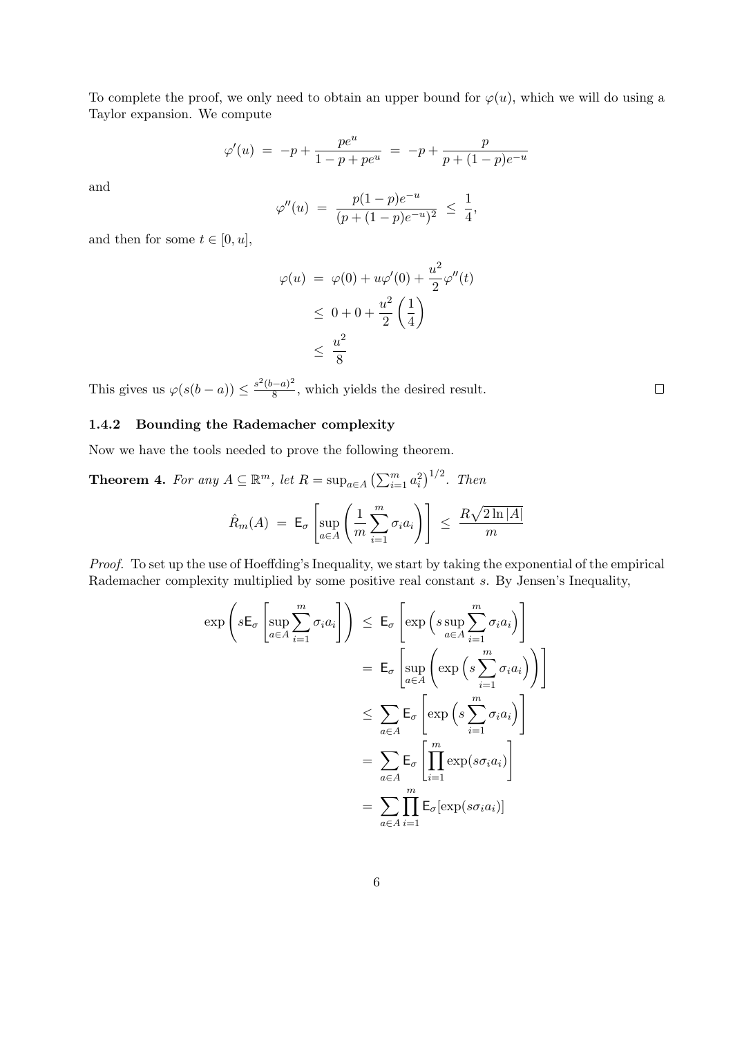To complete the proof, we only need to obtain an upper bound for $\varphi(u)$, which we will do using a Taylor expansion. We compute

$$\varphi'(u) \;=\; -p + \frac{pe^u}{1-p+pe^u} \;=\; -p + \frac{p}{p+(1-p)e^{-u}}$$

and

$$\varphi''(u) \;=\; \frac{p(1-p)e^{-u}}{(p+(1-p)e^{-u})^2} \;\leq\; \frac{1}{4},$$

and then for some $t \in [0,u]$,

$$\begin{aligned}
\varphi(u) \;&=\; \varphi(0) + u\varphi'(0) + \frac{u^2}{2}\varphi''(t) \\
&\leq\; 0 + 0 + \frac{u^2}{2}\left(\frac{1}{4}\right) \\
&\leq\; \frac{u^2}{8}
\end{aligned}$$

This gives us $\varphi(s(b-a)) \leq \frac{s^2(b-a)^2}{8}$, which yields the desired result. $\square$

### 1.4.2 Bounding the Rademacher complexity

Now we have the tools needed to prove the following theorem.

**Theorem 4.** *For any $A \subseteq \mathbb{R}^m$, let $R = \sup_{a\in A}\left(\sum_{i=1}^m a_i^2\right)^{1/2}$. Then*

$$\hat{R}_m(A) \;=\; \mathsf{E}_\sigma\left[\sup_{a\in A}\left(\frac{1}{m}\sum_{i=1}^m \sigma_i a_i\right)\right] \;\leq\; \frac{R\sqrt{2\ln|A|}}{m}$$

*Proof.* To set up the use of Hoeffding's Inequality, we start by taking the exponential of the empirical Rademacher complexity multiplied by some positive real constant $s$. By Jensen's Inequality,

$$\begin{aligned}
\exp\left(s\mathsf{E}_\sigma\left[\sup_{a\in A}\sum_{i=1}^m \sigma_i a_i\right]\right) \;&\leq\; \mathsf{E}_\sigma\left[\exp\left(s\sup_{a\in A}\sum_{i=1}^m \sigma_i a_i\right)\right] \\
&=\; \mathsf{E}_\sigma\left[\sup_{a\in A}\left(\exp\left(s\sum_{i=1}^m \sigma_i a_i\right)\right)\right] \\
&\leq\; \sum_{a\in A}\mathsf{E}_\sigma\left[\exp\left(s\sum_{i=1}^m \sigma_i a_i\right)\right] \\
&=\; \sum_{a\in A}\mathsf{E}_\sigma\left[\prod_{i=1}^m \exp(s\sigma_i a_i)\right] \\
&=\; \sum_{a\in A}\prod_{i=1}^m \mathsf{E}_\sigma[\exp(s\sigma_i a_i)]
\end{aligned}$$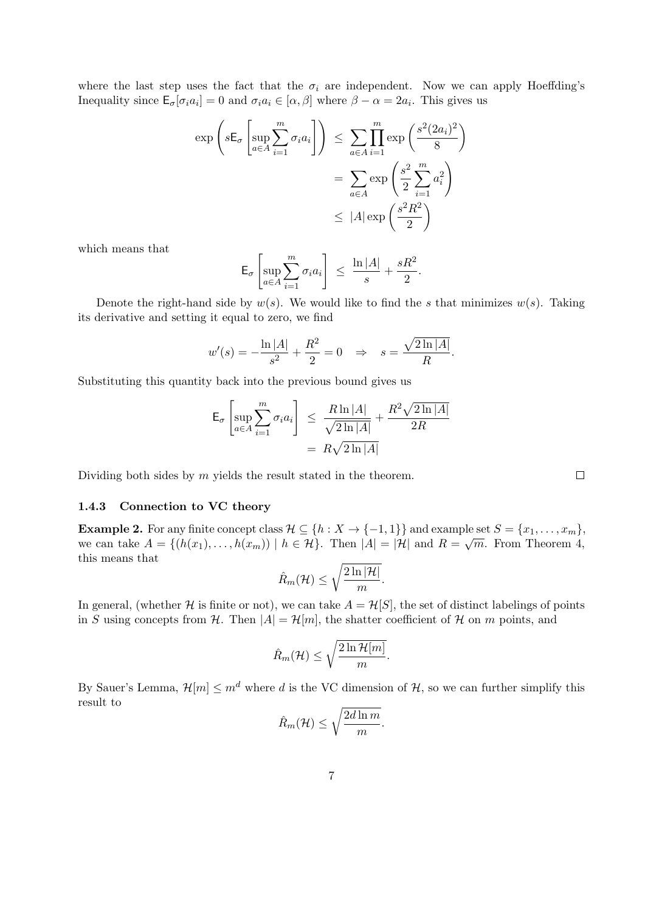where the last step uses the fact that the $\sigma_i$ are independent. Now we can apply Hoeffding's Inequality since $\mathsf{E}_\sigma[\sigma_i a_i] = 0$ and $\sigma_i a_i \in [\alpha, \beta]$ where $\beta - \alpha = 2a_i$. This gives us

$$
\begin{aligned}
\exp\left(s\mathsf{E}_\sigma\left[\sup_{a\in A}\sum_{i=1}^m \sigma_i a_i\right]\right) &\leq \sum_{a\in A}\prod_{i=1}^m \exp\left(\frac{s^2(2a_i)^2}{8}\right) \\
&= \sum_{a\in A}\exp\left(\frac{s^2}{2}\sum_{i=1}^m a_i^2\right) \\
&\leq |A|\exp\left(\frac{s^2R^2}{2}\right)
\end{aligned}
$$

which means that

$$
\mathsf{E}_\sigma\left[\sup_{a\in A}\sum_{i=1}^m \sigma_i a_i\right] \leq \frac{\ln|A|}{s} + \frac{sR^2}{2}.
$$

Denote the right-hand side by $w(s)$. We would like to find the $s$ that minimizes $w(s)$. Taking its derivative and setting it equal to zero, we find

$$
w'(s) = -\frac{\ln|A|}{s^2} + \frac{R^2}{2} = 0 \quad \Rightarrow \quad s = \frac{\sqrt{2\ln|A|}}{R}.
$$

Substituting this quantity back into the previous bound gives us

$$
\begin{aligned}
\mathsf{E}_\sigma\left[\sup_{a\in A}\sum_{i=1}^m \sigma_i a_i\right] &\leq \frac{R\ln|A|}{\sqrt{2\ln|A|}} + \frac{R^2\sqrt{2\ln|A|}}{2R} \\
&= R\sqrt{2\ln|A|}
\end{aligned}
$$

Dividing both sides by $m$ yields the result stated in the theorem. □

### 1.4.3 Connection to VC theory

**Example 2.** For any finite concept class $\mathcal{H} \subseteq \{h : X \to \{-1, 1\}\}$ and example set $S = \{x_1, \ldots, x_m\}$, we can take $A = \{(h(x_1), \ldots, h(x_m)) \mid h \in \mathcal{H}\}$. Then $|A| = |\mathcal{H}|$ and $R = \sqrt{m}$. From Theorem 4, this means that

$$
\hat{R}_m(\mathcal{H}) \leq \sqrt{\frac{2\ln|\mathcal{H}|}{m}}.
$$

In general, (whether $\mathcal{H}$ is finite or not), we can take $A = \mathcal{H}[S]$, the set of distinct labelings of points in $S$ using concepts from $\mathcal{H}$. Then $|A| = \mathcal{H}[m]$, the shatter coefficient of $\mathcal{H}$ on $m$ points, and

$$
\hat{R}_m(\mathcal{H}) \leq \sqrt{\frac{2\ln\mathcal{H}[m]}{m}}.
$$

By Sauer's Lemma, $\mathcal{H}[m] \leq m^d$ where $d$ is the VC dimension of $\mathcal{H}$, so we can further simplify this result to

$$
\hat{R}_m(\mathcal{H}) \leq \sqrt{\frac{2d\ln m}{m}}.
$$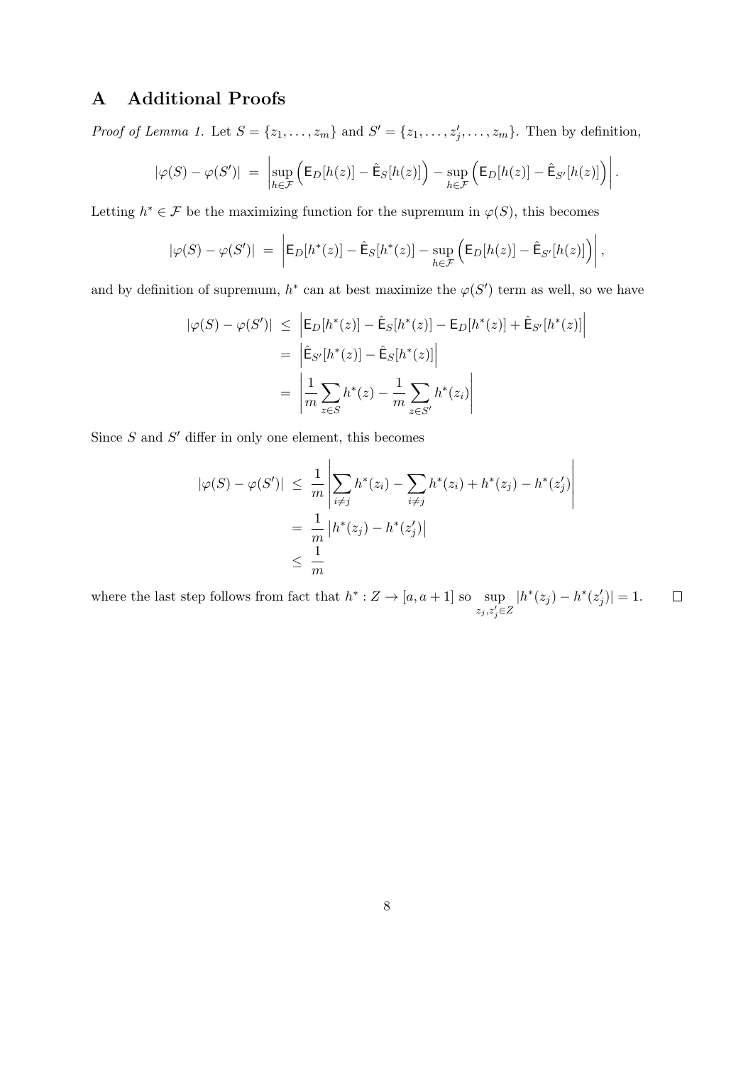# A Additional Proofs

*Proof of Lemma 1.* Let $S = \{z_1, \ldots, z_m\}$ and $S' = \{z_1, \ldots, z_j', \ldots, z_m\}$. Then by definition,

$$|\varphi(S) - \varphi(S')| \;=\; \left|\sup_{h \in \mathcal{F}} \Big(\mathsf{E}_D[h(z)] - \hat{\mathsf{E}}_S[h(z)]\Big) - \sup_{h \in \mathcal{F}} \Big(\mathsf{E}_D[h(z)] - \hat{\mathsf{E}}_{S'}[h(z)]\Big)\right|.$$

Letting $h^* \in \mathcal{F}$ be the maximizing function for the supremum in $\varphi(S)$, this becomes

$$|\varphi(S) - \varphi(S')| \;=\; \left|\mathsf{E}_D[h^*(z)] - \hat{\mathsf{E}}_S[h^*(z)] - \sup_{h \in \mathcal{F}} \Big(\mathsf{E}_D[h(z)] - \hat{\mathsf{E}}_{S'}[h(z)]\Big)\right|,$$

and by definition of supremum, $h^*$ can at best maximize the $\varphi(S')$ term as well, so we have

$$\begin{aligned}
|\varphi(S) - \varphi(S')| \;&\leq\; \left|\mathsf{E}_D[h^*(z)] - \hat{\mathsf{E}}_S[h^*(z)] - \mathsf{E}_D[h^*(z)] + \hat{\mathsf{E}}_{S'}[h^*(z)]\right| \\
&=\; \left|\hat{\mathsf{E}}_{S'}[h^*(z)] - \hat{\mathsf{E}}_S[h^*(z)]\right| \\
&=\; \left|\frac{1}{m}\sum_{z \in S} h^*(z) - \frac{1}{m}\sum_{z \in S'} h^*(z_i)\right|
\end{aligned}$$

Since $S$ and $S'$ differ in only one element, this becomes

$$\begin{aligned}
|\varphi(S) - \varphi(S')| \;&\leq\; \frac{1}{m}\left|\sum_{i \neq j} h^*(z_i) - \sum_{i \neq j} h^*(z_i) + h^*(z_j) - h^*(z_j')\right| \\
&=\; \frac{1}{m}\left|h^*(z_j) - h^*(z_j')\right| \\
&\leq\; \frac{1}{m}
\end{aligned}$$

where the last step follows from fact that $h^* : Z \to [a, a+1]$ so $\sup\limits_{z_j, z_j' \in Z} |h^*(z_j) - h^*(z_j')| = 1$. $\square$